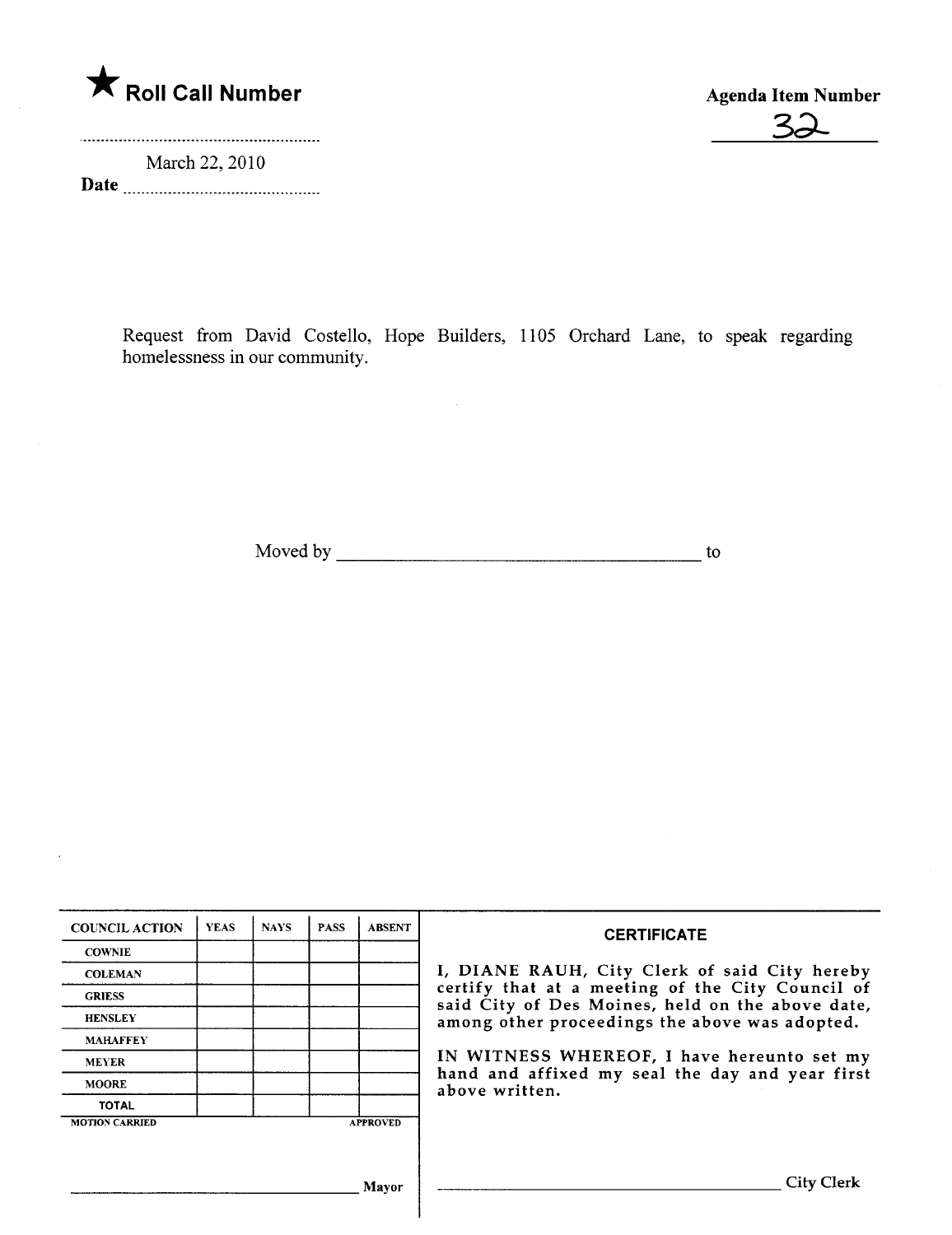★ **Roll Call Number**

**Agenda Item Number**

32

March 22, 2010

**Date**

Request from David Costello, Hope Builders, 1105 Orchard Lane, to speak regarding homelessness in our community.

Moved by ______________________________ to

| COUNCIL ACTION | YEAS | NAYS | PASS | ABSENT |
|---|---|---|---|---|
| COWNIE | | | | |
| COLEMAN | | | | |
| GRIESS | | | | |
| HENSLEY | | | | |
| MAHAFFEY | | | | |
| MEYER | | | | |
| MOORE | | | | |
| TOTAL | | | | |

MOTION CARRIED APPROVED

______________________________ Mayor

**CERTIFICATE**

I, DIANE RAUH, City Clerk of said City hereby certify that at a meeting of the City Council of said City of Des Moines, held on the above date, among other proceedings the above was adopted.

IN WITNESS WHEREOF, I have hereunto set my hand and affixed my seal the day and year first above written.

______________________________ City Clerk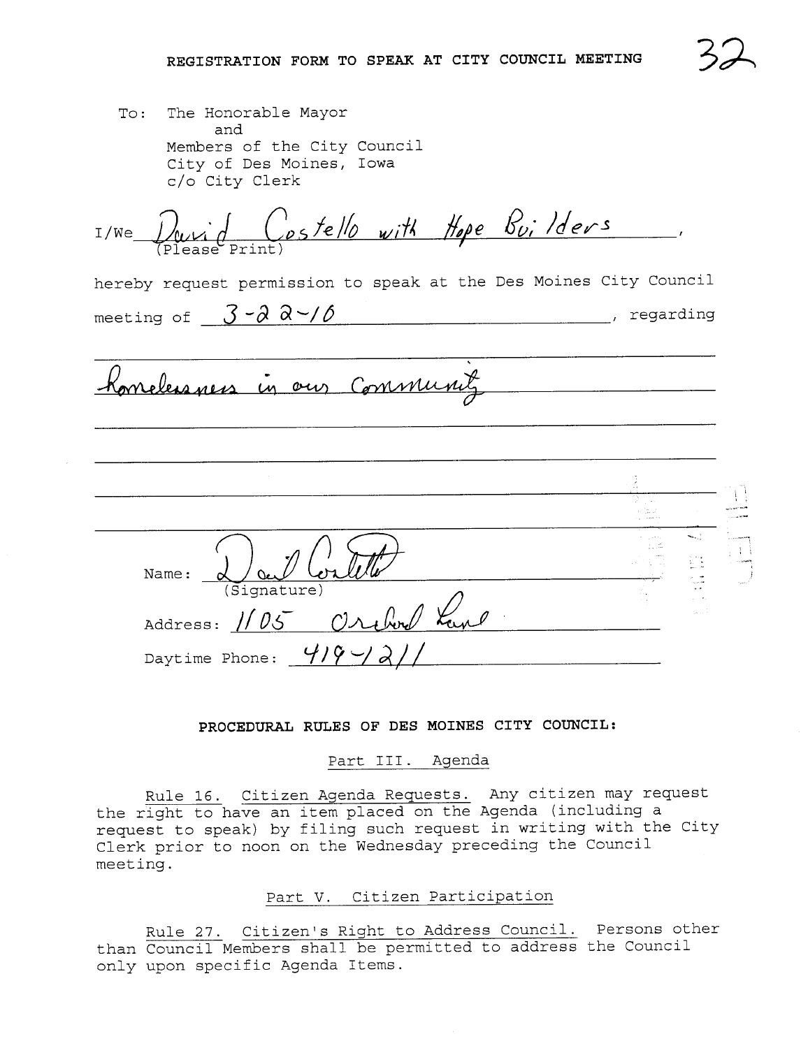# REGISTRATION FORM TO SPEAK AT CITY COUNCIL MEETING

32

To: The Honorable Mayor
and
Members of the City Council
City of Des Moines, Iowa
c/o City Clerk

I/We David Costello with Hope Builders,
(Please Print)

hereby request permission to speak at the Des Moines City Council meeting of 3-22-16, regarding

Homelessness in our Community

Name: David Costello
(Signature)

Address: 1105 Orchard Lane

Daytime Phone: 419-1211

## PROCEDURAL RULES OF DES MOINES CITY COUNCIL:

### Part III. Agenda

Rule 16. Citizen Agenda Requests. Any citizen may request the right to have an item placed on the Agenda (including a request to speak) by filing such request in writing with the City Clerk prior to noon on the Wednesday preceding the Council meeting.

### Part V. Citizen Participation

Rule 27. Citizen's Right to Address Council. Persons other than Council Members shall be permitted to address the Council only upon specific Agenda Items.